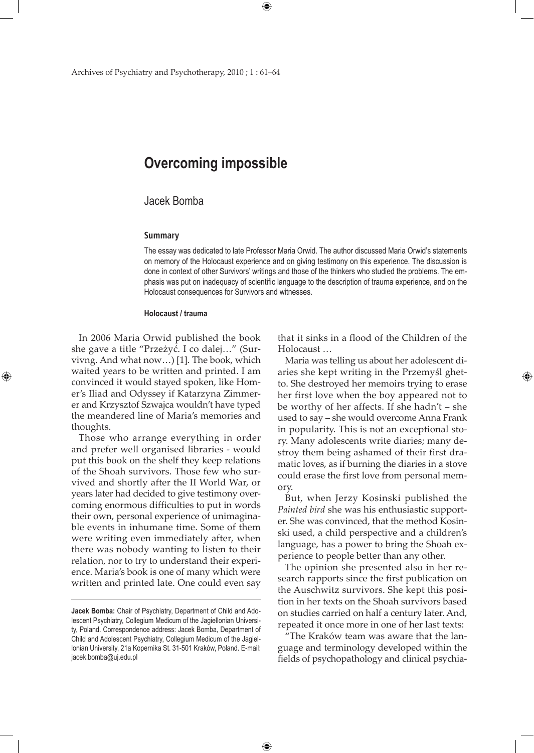# Overcoming impossible

Jacek Bomba

### Summary

The essay was dedicated to late Professor Maria Orwid. The author discussed Maria Orwid's statements on memory of the Holocaust experience and on giving testimony on this experience. The discussion is done in context of other Survivors' writings and those of the thinkers who studied the problems. The emphasis was put on inadequacy of scientific language to the description of trauma experience, and on the Holocaust consequences for Survivors and witnesses.

**Holocaust / trauma**

In 2006 Maria Orwid published the book she gave a title "Przeżyć. I co dalej…" (Survivng. And what now…) [1]. The book, which waited years to be written and printed. I am convinced it would stayed spoken, like Homer's Iliad and Odyssey if Katarzyna Zimmerer and Krzysztof Szwajca wouldn't have typed the meandered line of Maria's memories and thoughts.

Those who arrange everything in order and prefer well organised libraries - would put this book on the shelf they keep relations of the Shoah survivors. Those few who survived and shortly after the II World War, or years later had decided to give testimony overcoming enormous difficulties to put in words their own, personal experience of unimaginable events in inhumane time. Some of them were writing even immediately after, when there was nobody wanting to listen to their relation, nor to try to understand their experience. Maria's book is one of many which were written and printed late. One could even say that it sinks in a flood of the Children of the Holocaust …

Maria was telling us about her adolescent diaries she kept writing in the Przemyśl ghetto. She destroyed her memoirs trying to erase her first love when the boy appeared not to be worthy of her affects. If she hadn't – she used to say – she would overcome Anna Frank in popularity. This is not an exceptional story. Many adolescents write diaries; many destroy them being ashamed of their first dramatic loves, as if burning the diaries in a stove could erase the first love from personal memory.

But, when Jerzy Kosinski published the *Painted bird* she was his enthusiastic supporter. She was convinced, that the method Kosinski used, a child perspective and a children's language, has a power to bring the Shoah experience to people better than any other.

The opinion she presented also in her research rapports since the first publication on the Auschwitz survivors. She kept this position in her texts on the Shoah survivors based on studies carried on half a century later. And, repeated it once more in one of her last texts:

"The Kraków team was aware that the language and terminology developed within the fields of psychopathology and clinical psychia-

---

**Jacek Bomba:** Chair of Psychiatry, Department of Child and Adolescent Psychiatry, Collegium Medicum of the Jagiellonian University, Poland. Correspondence address: Jacek Bomba, Department of Child and Adolescent Psychiatry, Collegium Medicum of the Jagiellonian University, 21a Kopernika St. 31-501 Kraków, Poland. E-mail: jacek.bomba@uj.edu.pl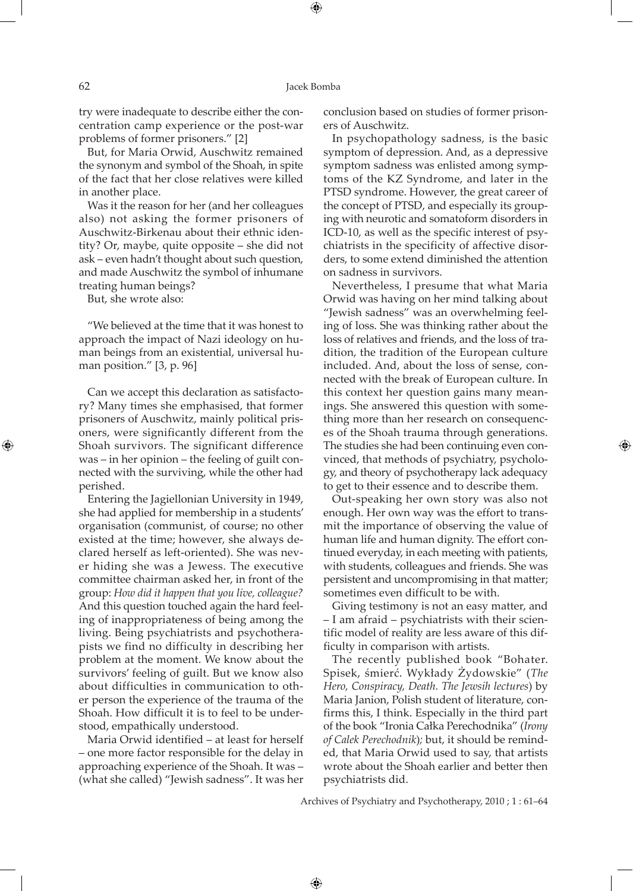try were inadequate to describe either the concentration camp experience or the post-war problems of former prisoners." [2]

But, for Maria Orwid, Auschwitz remained the synonym and symbol of the Shoah, in spite of the fact that her close relatives were killed in another place.

Was it the reason for her (and her colleagues also) not asking the former prisoners of Auschwitz-Birkenau about their ethnic identity? Or, maybe, quite opposite – she did not ask – even hadn't thought about such question, and made Auschwitz the symbol of inhumane treating human beings?

But, she wrote also:

> "We believed at the time that it was honest to approach the impact of Nazi ideology on human beings from an existential, universal human position." [3, p. 96]

Can we accept this declaration as satisfactory? Many times she emphasised, that former prisoners of Auschwitz, mainly political prisoners, were significantly different from the Shoah survivors. The significant difference was – in her opinion – the feeling of guilt connected with the surviving, while the other had perished.

Entering the Jagiellonian University in 1949, she had applied for membership in a students' organisation (communist, of course; no other existed at the time; however, she always declared herself as left-oriented). She was never hiding she was a Jewess. The executive committee chairman asked her, in front of the group: *How did it happen that you live, colleague?* And this question touched again the hard feeling of inappropriateness of being among the living. Being psychiatrists and psychotherapists we find no difficulty in describing her problem at the moment. We know about the survivors' feeling of guilt. But we know also about difficulties in communication to other person the experience of the trauma of the Shoah. How difficult it is to feel to be understood, empathically understood.

Maria Orwid identified – at least for herself – one more factor responsible for the delay in approaching experience of the Shoah. It was – (what she called) "Jewish sadness". It was her conclusion based on studies of former prisoners of Auschwitz.

In psychopathology sadness, is the basic symptom of depression. And, as a depressive symptom sadness was enlisted among symptoms of the KZ Syndrome, and later in the PTSD syndrome. However, the great career of the concept of PTSD, and especially its grouping with neurotic and somatoform disorders in ICD-10, as well as the specific interest of psychiatrists in the specificity of affective disorders, to some extend diminished the attention on sadness in survivors.

Nevertheless, I presume that what Maria Orwid was having on her mind talking about "Jewish sadness" was an overwhelming feeling of loss. She was thinking rather about the loss of relatives and friends, and the loss of tradition, the tradition of the European culture included. And, about the loss of sense, connected with the break of European culture. In this context her question gains many meanings. She answered this question with something more than her research on consequences of the Shoah trauma through generations. The studies she had been continuing even convinced, that methods of psychiatry, psychology, and theory of psychotherapy lack adequacy to get to their essence and to describe them.

Out-speaking her own story was also not enough. Her own way was the effort to transmit the importance of observing the value of human life and human dignity. The effort continued everyday, in each meeting with patients, with students, colleagues and friends. She was persistent and uncompromising in that matter; sometimes even difficult to be with.

Giving testimony is not an easy matter, and – I am afraid – psychiatrists with their scientific model of reality are less aware of this difficulty in comparison with artists.

The recently published book "Bohater. Spisek, śmierć. Wykłady Żydowskie" (*The Hero, Conspiracy, Death. The Jewsih lectures*) by Maria Janion, Polish student of literature, confirms this, I think. Especially in the third part of the book "Ironia Całka Perechodnika" (*Irony of Calek Perechodnik*); but, it should be reminded, that Maria Orwid used to say, that artists wrote about the Shoah earlier and better then psychiatrists did.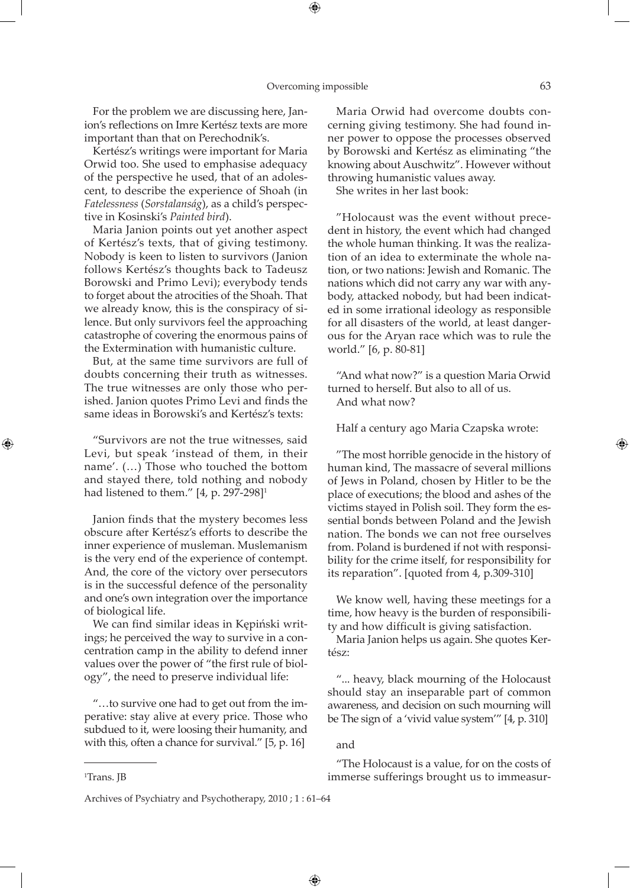For the problem we are discussing here, Janion's reflections on Imre Kertész texts are more important than that on Perechodnik's.

Kertész's writings were important for Maria Orwid too. She used to emphasise adequacy of the perspective he used, that of an adolescent, to describe the experience of Shoah (in *Fatelessness* (*Sorstalanság*), as a child's perspective in Kosinski's *Painted bird*).

Maria Janion points out yet another aspect of Kertész's texts, that of giving testimony. Nobody is keen to listen to survivors (Janion follows Kertész's thoughts back to Tadeusz Borowski and Primo Levi); everybody tends to forget about the atrocities of the Shoah. That we already know, this is the conspiracy of silence. But only survivors feel the approaching catastrophe of covering the enormous pains of the Extermination with humanistic culture.

But, at the same time survivors are full of doubts concerning their truth as witnesses. The true witnesses are only those who perished. Janion quotes Primo Levi and finds the same ideas in Borowski's and Kertész's texts:

"Survivors are not the true witnesses, said Levi, but speak 'instead of them, in their name'. (…) Those who touched the bottom and stayed there, told nothing and nobody had listened to them." [4, p. 297-298][1]

Janion finds that the mystery becomes less obscure after Kertész's efforts to describe the inner experience of musleman. Muslemanism is the very end of the experience of contempt. And, the core of the victory over persecutors is in the successful defence of the personality and one's own integration over the importance of biological life.

We can find similar ideas in Kępiński writings; he perceived the way to survive in a concentration camp in the ability to defend inner values over the power of "the first rule of biology", the need to preserve individual life:

"…to survive one had to get out from the imperative: stay alive at every price. Those who subdued to it, were loosing their humanity, and with this, often a chance for survival." [5, p. 16]

Maria Orwid had overcome doubts concerning giving testimony. She had found inner power to oppose the processes observed by Borowski and Kertész as eliminating "the knowing about Auschwitz". However without throwing humanistic values away.

She writes in her last book:

"Holocaust was the event without precedent in history, the event which had changed the whole human thinking. It was the realization of an idea to exterminate the whole nation, or two nations: Jewish and Romanic. The nations which did not carry any war with anybody, attacked nobody, but had been indicated in some irrational ideology as responsible for all disasters of the world, at least dangerous for the Aryan race which was to rule the world." [6, p. 80-81]

"And what now?" is a question Maria Orwid turned to herself. But also to all of us.

And what now?

Half a century ago Maria Czapska wrote:

"The most horrible genocide in the history of human kind, The massacre of several millions of Jews in Poland, chosen by Hitler to be the place of executions; the blood and ashes of the victims stayed in Polish soil. They form the essential bonds between Poland and the Jewish nation. The bonds we can not free ourselves from. Poland is burdened if not with responsibility for the crime itself, for responsibility for its reparation". [quoted from 4, p.309-310]

We know well, having these meetings for a time, how heavy is the burden of responsibility and how difficult is giving satisfaction.

Maria Janion helps us again. She quotes Kertész:

"... heavy, black mourning of the Holocaust should stay an inseparable part of common awareness, and decision on such mourning will be The sign of a 'vivid value system'" [4, p. 310]

and

"The Holocaust is a value, for on the costs of immerse sufferings brought us to immeasur-

---

[1] Trans. JB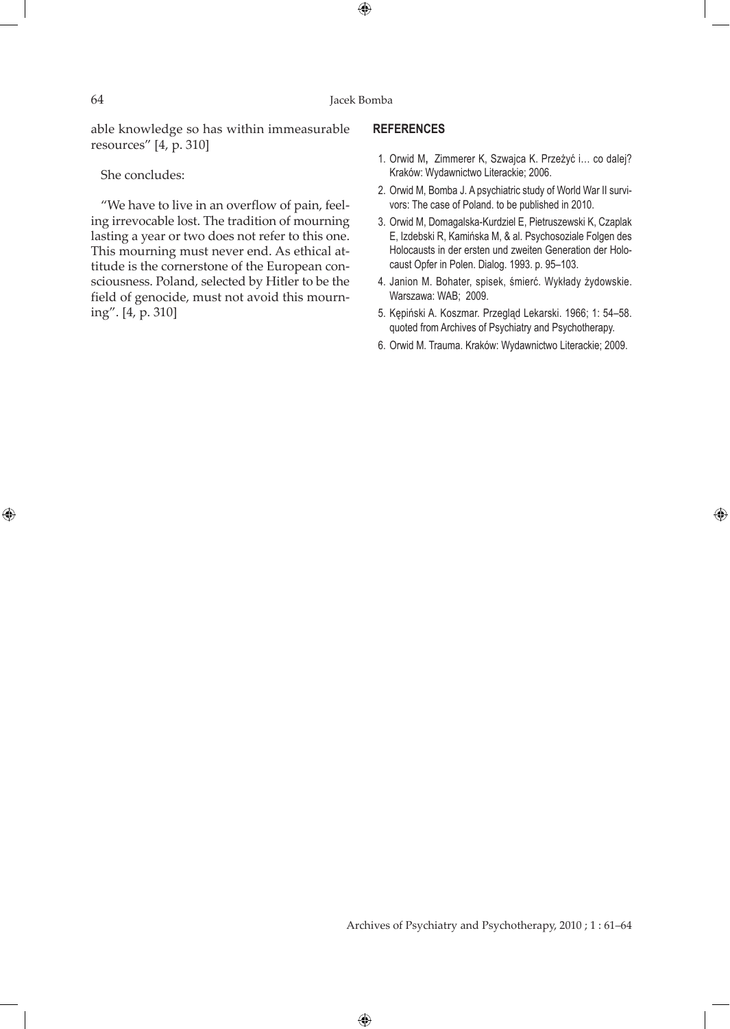able knowledge so has within immeasurable resources" [4, p. 310]

She concludes:

"We have to live in an overflow of pain, feeling irrevocable lost. The tradition of mourning lasting a year or two does not refer to this one. This mourning must never end. As ethical attitude is the cornerstone of the European consciousness. Poland, selected by Hitler to be the field of genocide, must not avoid this mourning". [4, p. 310]

## REFERENCES

1. Orwid M, Zimmerer K, Szwajca K. Przeżyć i… co dalej? Kraków: Wydawnictwo Literackie; 2006.
2. Orwid M, Bomba J. A psychiatric study of World War II survivors: The case of Poland. to be published in 2010.
3. Orwid M, Domagalska-Kurdziel E, Pietruszewski K, Czaplak E, Izdebski R, Kamińska M, & al. Psychosoziale Folgen des Holocausts in der ersten und zweiten Generation der Holocaust Opfer in Polen. Dialog. 1993. p. 95–103.
4. Janion M. Bohater, spisek, śmierć. Wykłady żydowskie. Warszawa: WAB; 2009.
5. Kępiński A. Koszmar. Przegląd Lekarski. 1966; 1: 54–58. quoted from Archives of Psychiatry and Psychotherapy.
6. Orwid M. Trauma. Kraków: Wydawnictwo Literackie; 2009.